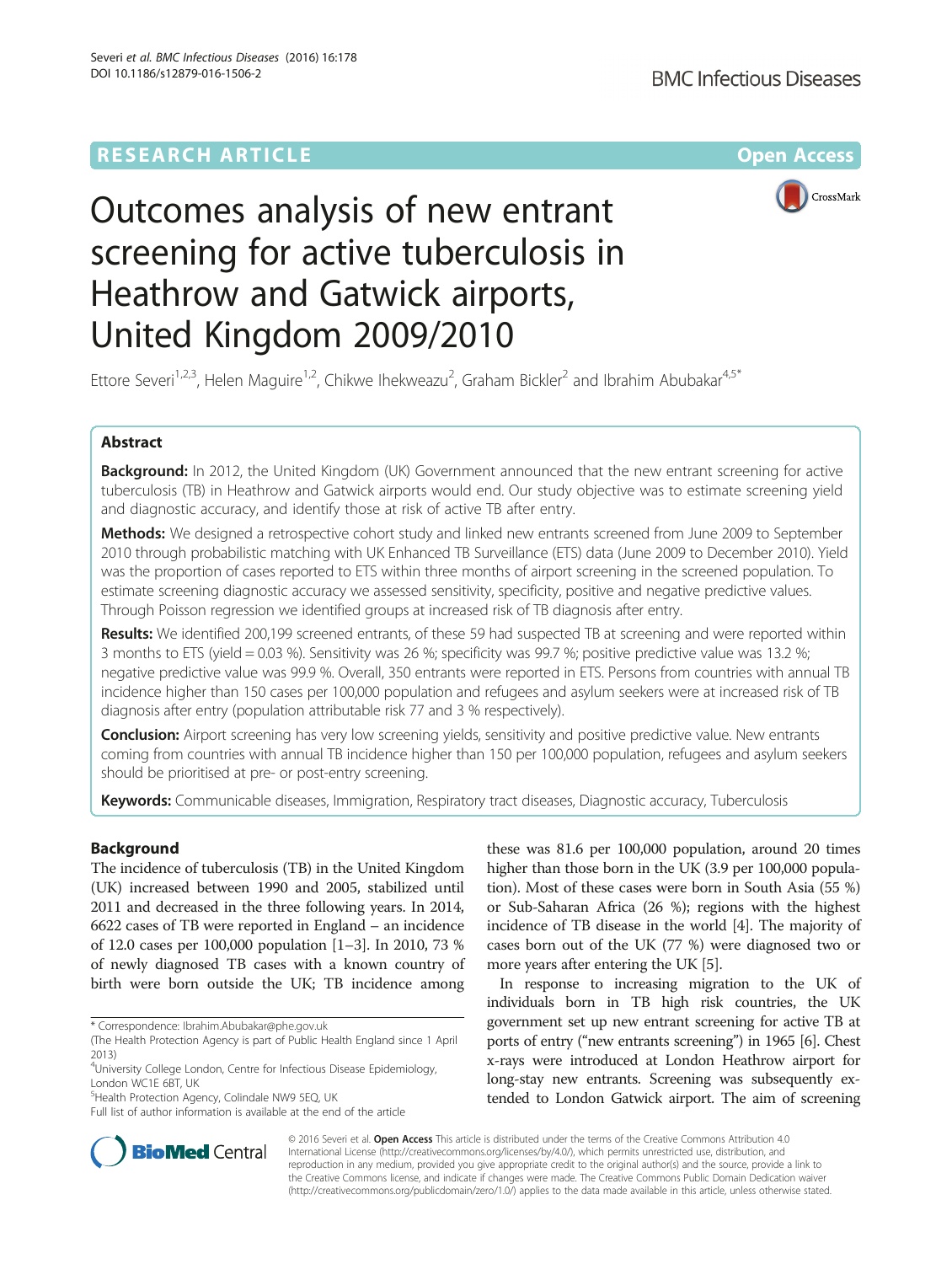RESEARCH ARTICLE

Open Access

# Outcomes analysis of new entrant screening for active tuberculosis in Heathrow and Gatwick airports, United Kingdom 2009/2010

Ettore Severi[1,2,3], Helen Maguire[1,2], Chikwe Ihekweazu[2], Graham Bickler[2] and Ibrahim Abubakar[4,5*]

## Abstract

**Background:** In 2012, the United Kingdom (UK) Government announced that the new entrant screening for active tuberculosis (TB) in Heathrow and Gatwick airports would end. Our study objective was to estimate screening yield and diagnostic accuracy, and identify those at risk of active TB after entry.

**Methods:** We designed a retrospective cohort study and linked new entrants screened from June 2009 to September 2010 through probabilistic matching with UK Enhanced TB Surveillance (ETS) data (June 2009 to December 2010). Yield was the proportion of cases reported to ETS within three months of airport screening in the screened population. To estimate screening diagnostic accuracy we assessed sensitivity, specificity, positive and negative predictive values. Through Poisson regression we identified groups at increased risk of TB diagnosis after entry.

**Results:** We identified 200,199 screened entrants, of these 59 had suspected TB at screening and were reported within 3 months to ETS (yield = 0.03 %). Sensitivity was 26 %; specificity was 99.7 %; positive predictive value was 13.2 %; negative predictive value was 99.9 %. Overall, 350 entrants were reported in ETS. Persons from countries with annual TB incidence higher than 150 cases per 100,000 population and refugees and asylum seekers were at increased risk of TB diagnosis after entry (population attributable risk 77 and 3 % respectively).

**Conclusion:** Airport screening has very low screening yields, sensitivity and positive predictive value. New entrants coming from countries with annual TB incidence higher than 150 per 100,000 population, refugees and asylum seekers should be prioritised at pre- or post-entry screening.

**Keywords:** Communicable diseases, Immigration, Respiratory tract diseases, Diagnostic accuracy, Tuberculosis

## Background

The incidence of tuberculosis (TB) in the United Kingdom (UK) increased between 1990 and 2005, stabilized until 2011 and decreased in the three following years. In 2014, 6622 cases of TB were reported in England – an incidence of 12.0 cases per 100,000 population [1–3]. In 2010, 73 % of newly diagnosed TB cases with a known country of birth were born outside the UK; TB incidence among these was 81.6 per 100,000 population, around 20 times higher than those born in the UK (3.9 per 100,000 population). Most of these cases were born in South Asia (55 %) or Sub-Saharan Africa (26 %); regions with the highest incidence of TB disease in the world [4]. The majority of cases born out of the UK (77 %) were diagnosed two or more years after entering the UK [5].

In response to increasing migration to the UK of individuals born in TB high risk countries, the UK government set up new entrant screening for active TB at ports of entry ("new entrants screening") in 1965 [6]. Chest x-rays were introduced at London Heathrow airport for long-stay new entrants. Screening was subsequently extended to London Gatwick airport. The aim of screening

\* Correspondence: Ibrahim.Abubakar@phe.gov.uk

(The Health Protection Agency is part of Public Health England since 1 April 2013)

[4]University College London, Centre for Infectious Disease Epidemiology, London WC1E 6BT, UK

[5]Health Protection Agency, Colindale NW9 5EQ, UK

Full list of author information is available at the end of the article

© 2016 Severi et al. **Open Access** This article is distributed under the terms of the Creative Commons Attribution 4.0 International License (http://creativecommons.org/licenses/by/4.0/), which permits unrestricted use, distribution, and reproduction in any medium, provided you give appropriate credit to the original author(s) and the source, provide a link to the Creative Commons license, and indicate if changes were made. The Creative Commons Public Domain Dedication waiver (http://creativecommons.org/publicdomain/zero/1.0/) applies to the data made available in this article, unless otherwise stated.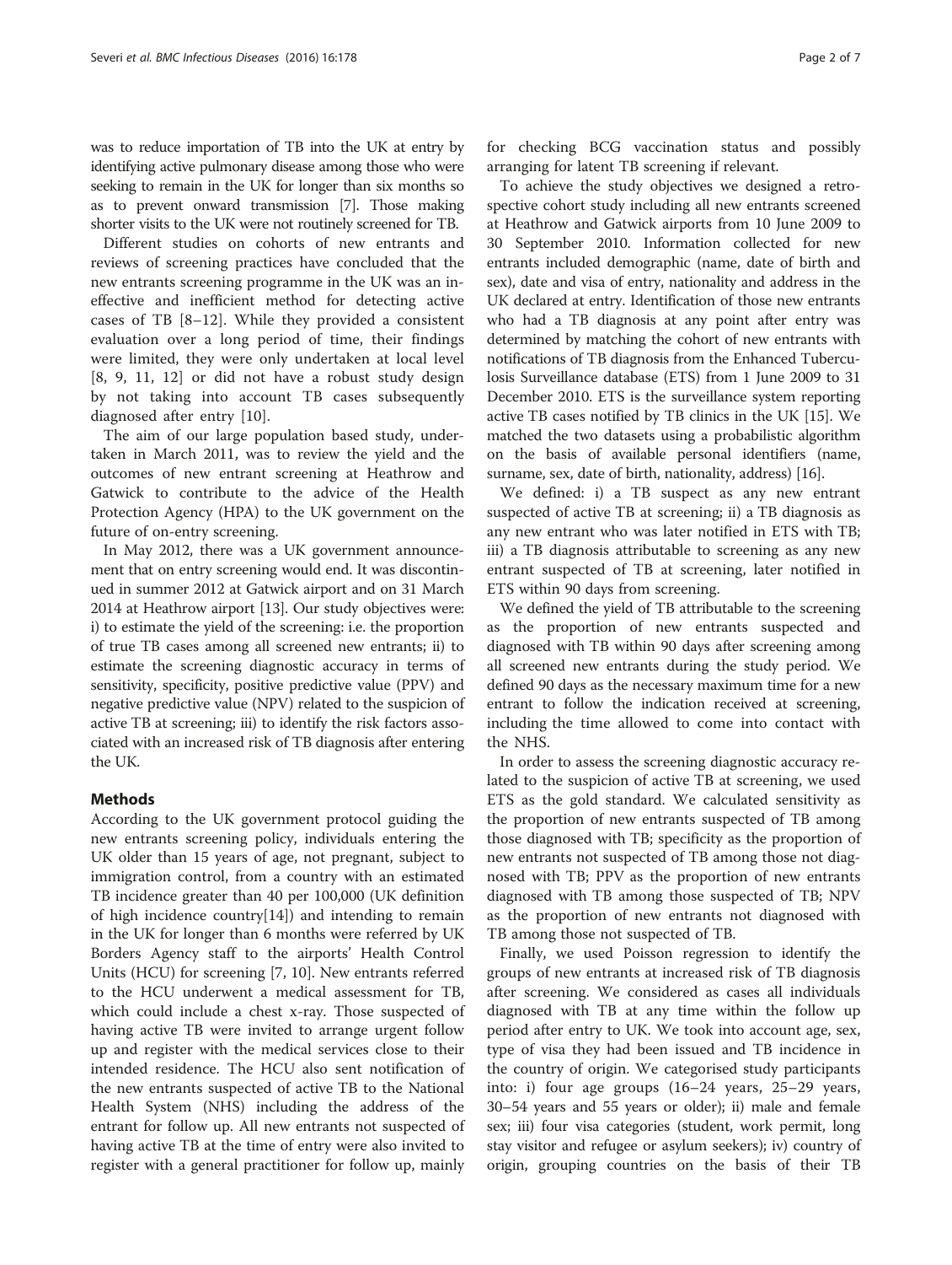was to reduce importation of TB into the UK at entry by identifying active pulmonary disease among those who were seeking to remain in the UK for longer than six months so as to prevent onward transmission [7]. Those making shorter visits to the UK were not routinely screened for TB.

Different studies on cohorts of new entrants and reviews of screening practices have concluded that the new entrants screening programme in the UK was an ineffective and inefficient method for detecting active cases of TB [8–12]. While they provided a consistent evaluation over a long period of time, their findings were limited, they were only undertaken at local level [8, 9, 11, 12] or did not have a robust study design by not taking into account TB cases subsequently diagnosed after entry [10].

The aim of our large population based study, undertaken in March 2011, was to review the yield and the outcomes of new entrant screening at Heathrow and Gatwick to contribute to the advice of the Health Protection Agency (HPA) to the UK government on the future of on-entry screening.

In May 2012, there was a UK government announcement that on entry screening would end. It was discontinued in summer 2012 at Gatwick airport and on 31 March 2014 at Heathrow airport [13]. Our study objectives were: i) to estimate the yield of the screening: i.e. the proportion of true TB cases among all screened new entrants; ii) to estimate the screening diagnostic accuracy in terms of sensitivity, specificity, positive predictive value (PPV) and negative predictive value (NPV) related to the suspicion of active TB at screening; iii) to identify the risk factors associated with an increased risk of TB diagnosis after entering the UK.

## Methods

According to the UK government protocol guiding the new entrants screening policy, individuals entering the UK older than 15 years of age, not pregnant, subject to immigration control, from a country with an estimated TB incidence greater than 40 per 100,000 (UK definition of high incidence country[14]) and intending to remain in the UK for longer than 6 months were referred by UK Borders Agency staff to the airports' Health Control Units (HCU) for screening [7, 10]. New entrants referred to the HCU underwent a medical assessment for TB, which could include a chest x-ray. Those suspected of having active TB were invited to arrange urgent follow up and register with the medical services close to their intended residence. The HCU also sent notification of the new entrants suspected of active TB to the National Health System (NHS) including the address of the entrant for follow up. All new entrants not suspected of having active TB at the time of entry were also invited to register with a general practitioner for follow up, mainly for checking BCG vaccination status and possibly arranging for latent TB screening if relevant.

To achieve the study objectives we designed a retrospective cohort study including all new entrants screened at Heathrow and Gatwick airports from 10 June 2009 to 30 September 2010. Information collected for new entrants included demographic (name, date of birth and sex), date and visa of entry, nationality and address in the UK declared at entry. Identification of those new entrants who had a TB diagnosis at any point after entry was determined by matching the cohort of new entrants with notifications of TB diagnosis from the Enhanced Tuberculosis Surveillance database (ETS) from 1 June 2009 to 31 December 2010. ETS is the surveillance system reporting active TB cases notified by TB clinics in the UK [15]. We matched the two datasets using a probabilistic algorithm on the basis of available personal identifiers (name, surname, sex, date of birth, nationality, address) [16].

We defined: i) a TB suspect as any new entrant suspected of active TB at screening; ii) a TB diagnosis as any new entrant who was later notified in ETS with TB; iii) a TB diagnosis attributable to screening as any new entrant suspected of TB at screening, later notified in ETS within 90 days from screening.

We defined the yield of TB attributable to the screening as the proportion of new entrants suspected and diagnosed with TB within 90 days after screening among all screened new entrants during the study period. We defined 90 days as the necessary maximum time for a new entrant to follow the indication received at screening, including the time allowed to come into contact with the NHS.

In order to assess the screening diagnostic accuracy related to the suspicion of active TB at screening, we used ETS as the gold standard. We calculated sensitivity as the proportion of new entrants suspected of TB among those diagnosed with TB; specificity as the proportion of new entrants not suspected of TB among those not diagnosed with TB; PPV as the proportion of new entrants diagnosed with TB among those suspected of TB; NPV as the proportion of new entrants not diagnosed with TB among those not suspected of TB.

Finally, we used Poisson regression to identify the groups of new entrants at increased risk of TB diagnosis after screening. We considered as cases all individuals diagnosed with TB at any time within the follow up period after entry to UK. We took into account age, sex, type of visa they had been issued and TB incidence in the country of origin. We categorised study participants into: i) four age groups (16–24 years, 25–29 years, 30–54 years and 55 years or older); ii) male and female sex; iii) four visa categories (student, work permit, long stay visitor and refugee or asylum seekers); iv) country of origin, grouping countries on the basis of their TB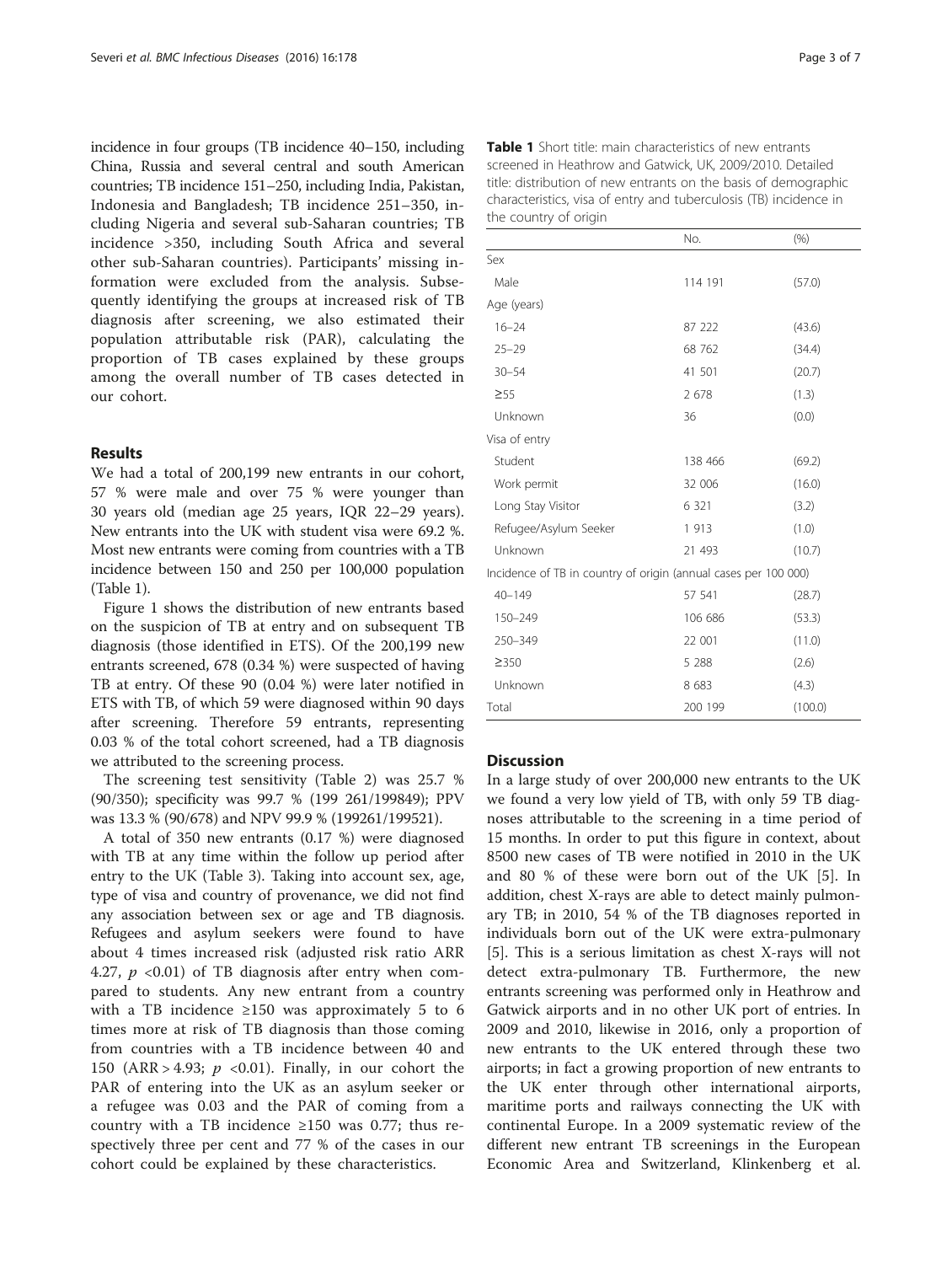incidence in four groups (TB incidence 40–150, including China, Russia and several central and south American countries; TB incidence 151–250, including India, Pakistan, Indonesia and Bangladesh; TB incidence 251–350, including Nigeria and several sub-Saharan countries; TB incidence >350, including South Africa and several other sub-Saharan countries). Participants' missing information were excluded from the analysis. Subsequently identifying the groups at increased risk of TB diagnosis after screening, we also estimated their population attributable risk (PAR), calculating the proportion of TB cases explained by these groups among the overall number of TB cases detected in our cohort.

## Results

We had a total of 200,199 new entrants in our cohort, 57 % were male and over 75 % were younger than 30 years old (median age 25 years, IQR 22–29 years). New entrants into the UK with student visa were 69.2 %. Most new entrants were coming from countries with a TB incidence between 150 and 250 per 100,000 population (Table 1).

Figure 1 shows the distribution of new entrants based on the suspicion of TB at entry and on subsequent TB diagnosis (those identified in ETS). Of the 200,199 new entrants screened, 678 (0.34 %) were suspected of having TB at entry. Of these 90 (0.04 %) were later notified in ETS with TB, of which 59 were diagnosed within 90 days after screening. Therefore 59 entrants, representing 0.03 % of the total cohort screened, had a TB diagnosis we attributed to the screening process.

The screening test sensitivity (Table 2) was 25.7 % (90/350); specificity was 99.7 % (199 261/199849); PPV was 13.3 % (90/678) and NPV 99.9 % (199261/199521).

A total of 350 new entrants (0.17 %) were diagnosed with TB at any time within the follow up period after entry to the UK (Table 3). Taking into account sex, age, type of visa and country of provenance, we did not find any association between sex or age and TB diagnosis. Refugees and asylum seekers were found to have about 4 times increased risk (adjusted risk ratio ARR 4.27, $p$ <0.01) of TB diagnosis after entry when compared to students. Any new entrant from a country with a TB incidence ≥150 was approximately 5 to 6 times more at risk of TB diagnosis than those coming from countries with a TB incidence between 40 and 150 (ARR > 4.93; $p$ <0.01). Finally, in our cohort the PAR of entering into the UK as an asylum seeker or a refugee was 0.03 and the PAR of coming from a country with a TB incidence ≥150 was 0.77; thus respectively three per cent and 77 % of the cases in our cohort could be explained by these characteristics.

**Table 1** Short title: main characteristics of new entrants screened in Heathrow and Gatwick, UK, 2009/2010. Detailed title: distribution of new entrants on the basis of demographic characteristics, visa of entry and tuberculosis (TB) incidence in the country of origin

| | No. | (%) |
|---|---|---|
| Sex | | |
| Male | 114 191 | (57.0) |
| Age (years) | | |
| 16–24 | 87 222 | (43.6) |
| 25–29 | 68 762 | (34.4) |
| 30–54 | 41 501 | (20.7) |
| ≥55 | 2 678 | (1.3) |
| Unknown | 36 | (0.0) |
| Visa of entry | | |
| Student | 138 466 | (69.2) |
| Work permit | 32 006 | (16.0) |
| Long Stay Visitor | 6 321 | (3.2) |
| Refugee/Asylum Seeker | 1 913 | (1.0) |
| Unknown | 21 493 | (10.7) |
| Incidence of TB in country of origin (annual cases per 100 000) | | |
| 40–149 | 57 541 | (28.7) |
| 150–249 | 106 686 | (53.3) |
| 250–349 | 22 001 | (11.0) |
| ≥350 | 5 288 | (2.6) |
| Unknown | 8 683 | (4.3) |
| Total | 200 199 | (100.0) |

## Discussion

In a large study of over 200,000 new entrants to the UK we found a very low yield of TB, with only 59 TB diagnoses attributable to the screening in a time period of 15 months. In order to put this figure in context, about 8500 new cases of TB were notified in 2010 in the UK and 80 % of these were born out of the UK [5]. In addition, chest X-rays are able to detect mainly pulmonary TB; in 2010, 54 % of the TB diagnoses reported in individuals born out of the UK were extra-pulmonary [5]. This is a serious limitation as chest X-rays will not detect extra-pulmonary TB. Furthermore, the new entrants screening was performed only in Heathrow and Gatwick airports and in no other UK port of entries. In 2009 and 2010, likewise in 2016, only a proportion of new entrants to the UK entered through these two airports; in fact a growing proportion of new entrants to the UK enter through other international airports, maritime ports and railways connecting the UK with continental Europe. In a 2009 systematic review of the different new entrant TB screenings in the European Economic Area and Switzerland, Klinkenberg et al.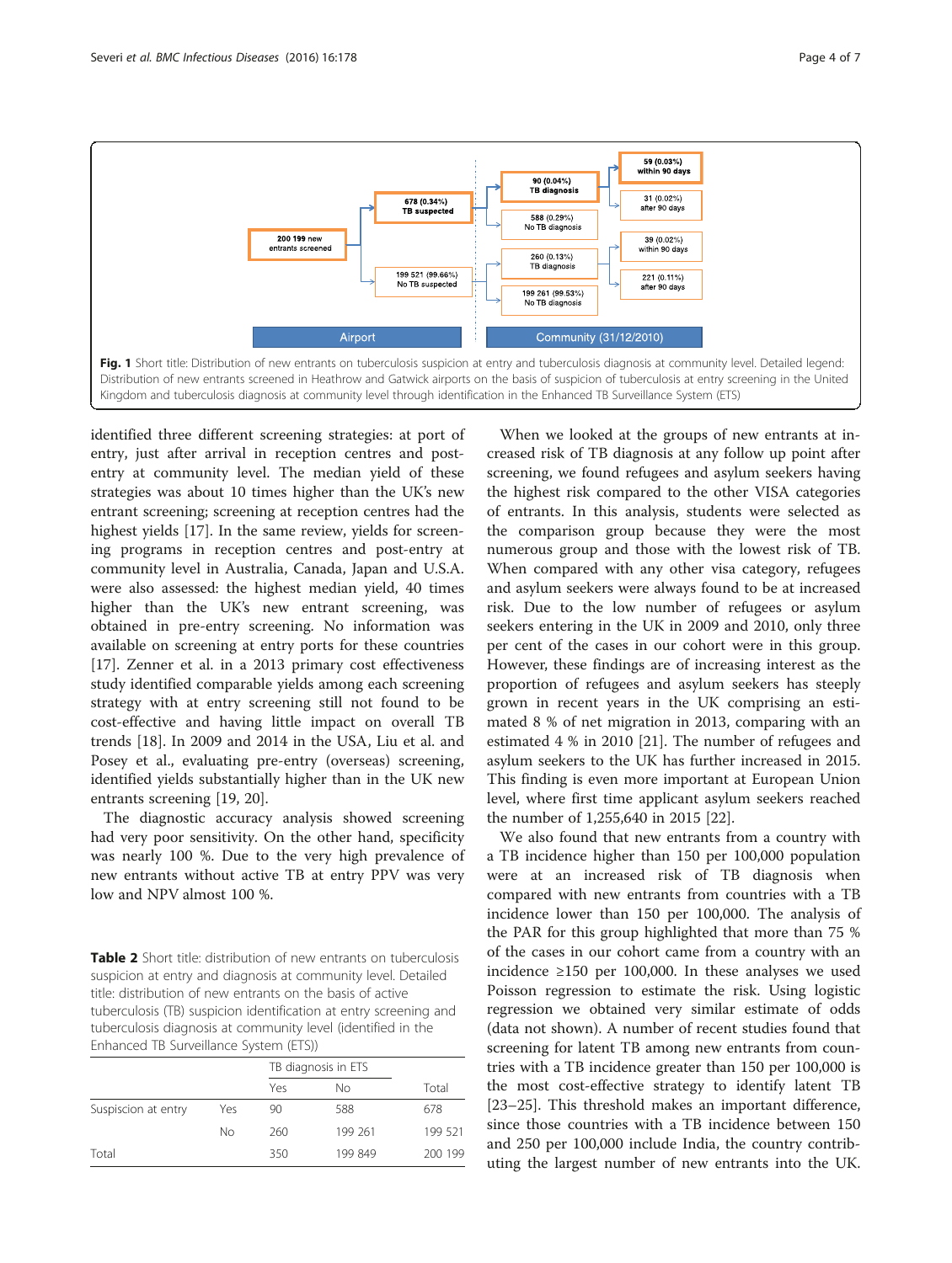Fig. 1 Short title: Distribution of new entrants on tuberculosis suspicion at entry and tuberculosis diagnosis at community level. Detailed legend: Distribution of new entrants screened in Heathrow and Gatwick airports on the basis of suspicion of tuberculosis at entry screening in the United Kingdom and tuberculosis diagnosis at community level through identification in the Enhanced TB Surveillance System (ETS)

identified three different screening strategies: at port of entry, just after arrival in reception centres and post-entry at community level. The median yield of these strategies was about 10 times higher than the UK's new entrant screening; screening at reception centres had the highest yields [17]. In the same review, yields for screening programs in reception centres and post-entry at community level in Australia, Canada, Japan and U.S.A. were also assessed: the highest median yield, 40 times higher than the UK's new entrant screening, was obtained in pre-entry screening. No information was available on screening at entry ports for these countries [17]. Zenner et al. in a 2013 primary cost effectiveness study identified comparable yields among each screening strategy with at entry screening still not found to be cost-effective and having little impact on overall TB trends [18]. In 2009 and 2014 in the USA, Liu et al. and Posey et al., evaluating pre-entry (overseas) screening, identified yields substantially higher than in the UK new entrants screening [19, 20].

The diagnostic accuracy analysis showed screening had very poor sensitivity. On the other hand, specificity was nearly 100 %. Due to the very high prevalence of new entrants without active TB at entry PPV was very low and NPV almost 100 %.

**Table 2** Short title: distribution of new entrants on tuberculosis suspicion at entry and diagnosis at community level. Detailed title: distribution of new entrants on the basis of active tuberculosis (TB) suspicion identification at entry screening and tuberculosis diagnosis at community level (identified in the Enhanced TB Surveillance System (ETS))

| | | TB diagnosis in ETS | | |
|---|---|---|---|---|
| | | Yes | No | Total |
| Suspicion at entry | Yes | 90 | 588 | 678 |
| | No | 260 | 199 261 | 199 521 |
| Total | | 350 | 199 849 | 200 199 |

When we looked at the groups of new entrants at increased risk of TB diagnosis at any follow up point after screening, we found refugees and asylum seekers having the highest risk compared to the other VISA categories of entrants. In this analysis, students were selected as the comparison group because they were the most numerous group and those with the lowest risk of TB. When compared with any other visa category, refugees and asylum seekers were always found to be at increased risk. Due to the low number of refugees or asylum seekers entering in the UK in 2009 and 2010, only three per cent of the cases in our cohort were in this group. However, these findings are of increasing interest as the proportion of refugees and asylum seekers has steeply grown in recent years in the UK comprising an estimated 8 % of net migration in 2013, comparing with an estimated 4 % in 2010 [21]. The number of refugees and asylum seekers to the UK has further increased in 2015. This finding is even more important at European Union level, where first time applicant asylum seekers reached the number of 1,255,640 in 2015 [22].

We also found that new entrants from a country with a TB incidence higher than 150 per 100,000 population were at an increased risk of TB diagnosis when compared with new entrants from countries with a TB incidence lower than 150 per 100,000. The analysis of the PAR for this group highlighted that more than 75 % of the cases in our cohort came from a country with an incidence ≥150 per 100,000. In these analyses we used Poisson regression to estimate the risk. Using logistic regression we obtained very similar estimate of odds (data not shown). A number of recent studies found that screening for latent TB among new entrants from countries with a TB incidence greater than 150 per 100,000 is the most cost-effective strategy to identify latent TB [23–25]. This threshold makes an important difference, since those countries with a TB incidence between 150 and 250 per 100,000 include India, the country contributing the largest number of new entrants into the UK.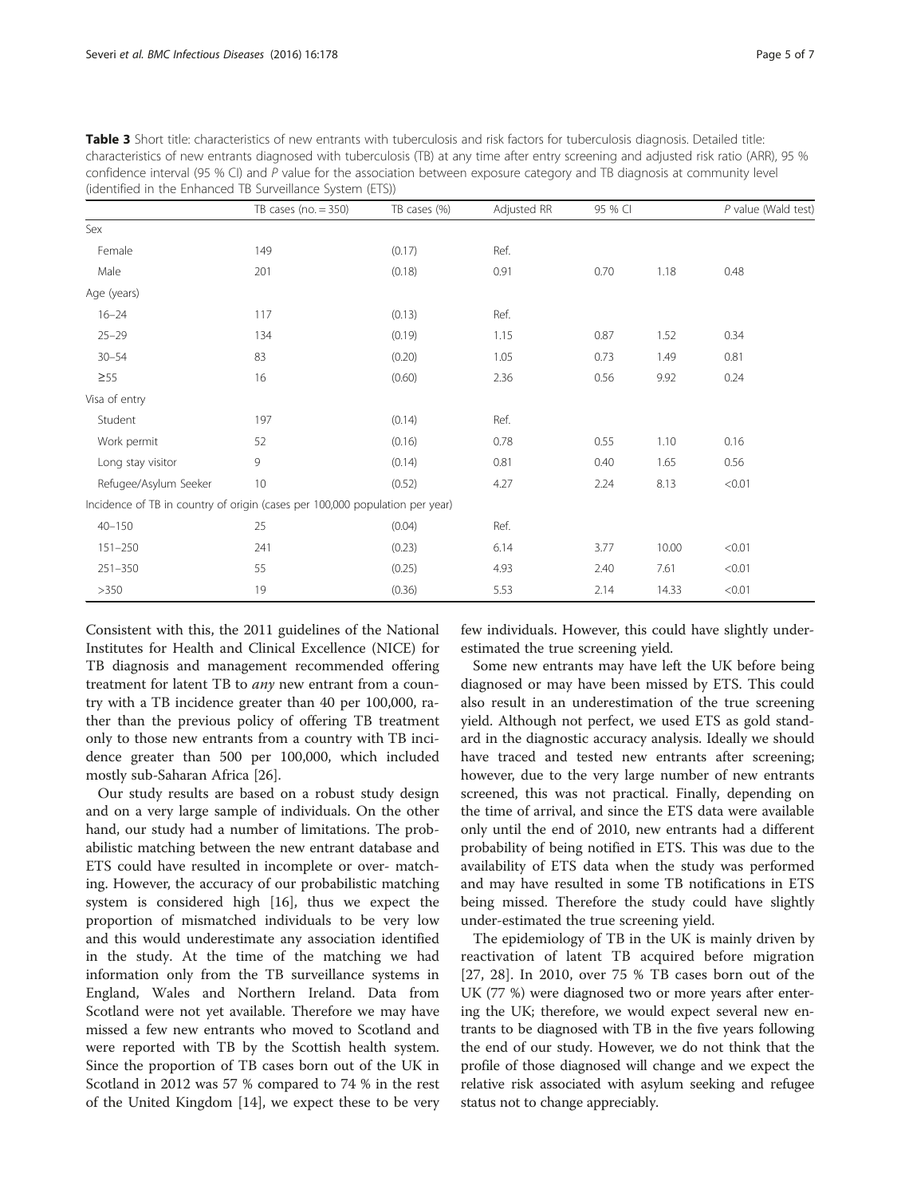**Table 3** Short title: characteristics of new entrants with tuberculosis and risk factors for tuberculosis diagnosis. Detailed title: characteristics of new entrants diagnosed with tuberculosis (TB) at any time after entry screening and adjusted risk ratio (ARR), 95 % confidence interval (95 % CI) and *P* value for the association between exposure category and TB diagnosis at community level (identified in the Enhanced TB Surveillance System (ETS))

| | TB cases (no. = 350) | TB cases (%) | Adjusted RR | 95 % CI | | *P* value (Wald test) |
|---|---|---|---|---|---|---|
| Sex | | | | | | |
| Female | 149 | (0.17) | Ref. | | | |
| Male | 201 | (0.18) | 0.91 | 0.70 | 1.18 | 0.48 |
| Age (years) | | | | | | |
| 16–24 | 117 | (0.13) | Ref. | | | |
| 25–29 | 134 | (0.19) | 1.15 | 0.87 | 1.52 | 0.34 |
| 30–54 | 83 | (0.20) | 1.05 | 0.73 | 1.49 | 0.81 |
| ≥55 | 16 | (0.60) | 2.36 | 0.56 | 9.92 | 0.24 |
| Visa of entry | | | | | | |
| Student | 197 | (0.14) | Ref. | | | |
| Work permit | 52 | (0.16) | 0.78 | 0.55 | 1.10 | 0.16 |
| Long stay visitor | 9 | (0.14) | 0.81 | 0.40 | 1.65 | 0.56 |
| Refugee/Asylum Seeker | 10 | (0.52) | 4.27 | 2.24 | 8.13 | <0.01 |
| Incidence of TB in country of origin (cases per 100,000 population per year) | | | | | | |
| 40–150 | 25 | (0.04) | Ref. | | | |
| 151–250 | 241 | (0.23) | 6.14 | 3.77 | 10.00 | <0.01 |
| 251–350 | 55 | (0.25) | 4.93 | 2.40 | 7.61 | <0.01 |
| >350 | 19 | (0.36) | 5.53 | 2.14 | 14.33 | <0.01 |

Consistent with this, the 2011 guidelines of the National Institutes for Health and Clinical Excellence (NICE) for TB diagnosis and management recommended offering treatment for latent TB to *any* new entrant from a country with a TB incidence greater than 40 per 100,000, rather than the previous policy of offering TB treatment only to those new entrants from a country with TB incidence greater than 500 per 100,000, which included mostly sub-Saharan Africa [26].

Our study results are based on a robust study design and on a very large sample of individuals. On the other hand, our study had a number of limitations. The probabilistic matching between the new entrant database and ETS could have resulted in incomplete or over- matching. However, the accuracy of our probabilistic matching system is considered high [16], thus we expect the proportion of mismatched individuals to be very low and this would underestimate any association identified in the study. At the time of the matching we had information only from the TB surveillance systems in England, Wales and Northern Ireland. Data from Scotland were not yet available. Therefore we may have missed a few new entrants who moved to Scotland and were reported with TB by the Scottish health system. Since the proportion of TB cases born out of the UK in Scotland in 2012 was 57 % compared to 74 % in the rest of the United Kingdom [14], we expect these to be very few individuals. However, this could have slightly underestimated the true screening yield.

Some new entrants may have left the UK before being diagnosed or may have been missed by ETS. This could also result in an underestimation of the true screening yield. Although not perfect, we used ETS as gold standard in the diagnostic accuracy analysis. Ideally we should have traced and tested new entrants after screening; however, due to the very large number of new entrants screened, this was not practical. Finally, depending on the time of arrival, and since the ETS data were available only until the end of 2010, new entrants had a different probability of being notified in ETS. This was due to the availability of ETS data when the study was performed and may have resulted in some TB notifications in ETS being missed. Therefore the study could have slightly under-estimated the true screening yield.

The epidemiology of TB in the UK is mainly driven by reactivation of latent TB acquired before migration [27, 28]. In 2010, over 75 % TB cases born out of the UK (77 %) were diagnosed two or more years after entering the UK; therefore, we would expect several new entrants to be diagnosed with TB in the five years following the end of our study. However, we do not think that the profile of those diagnosed will change and we expect the relative risk associated with asylum seeking and refugee status not to change appreciably.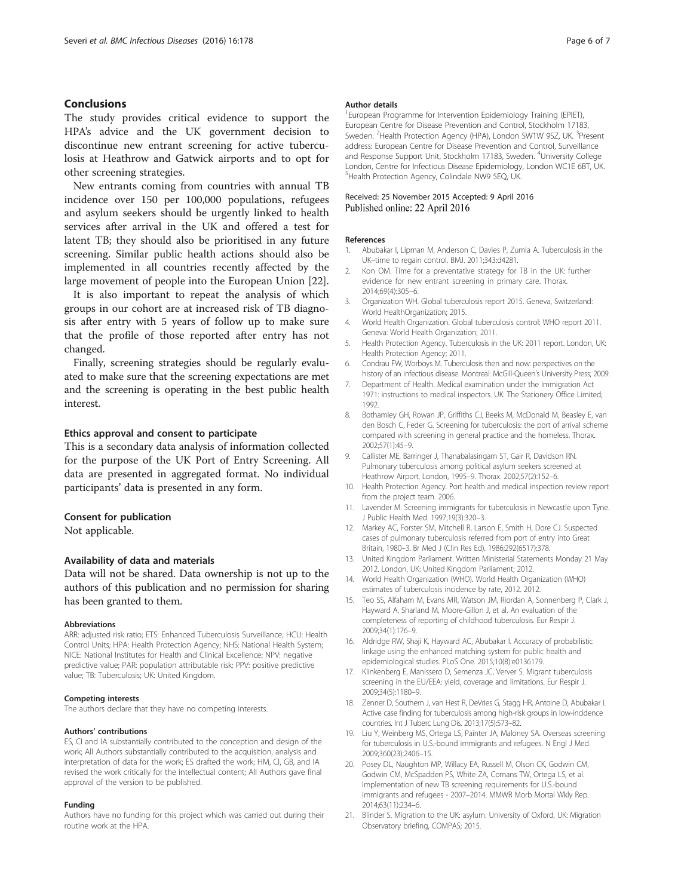## Conclusions

The study provides critical evidence to support the HPA's advice and the UK government decision to discontinue new entrant screening for active tuberculosis at Heathrow and Gatwick airports and to opt for other screening strategies.

New entrants coming from countries with annual TB incidence over 150 per 100,000 populations, refugees and asylum seekers should be urgently linked to health services after arrival in the UK and offered a test for latent TB; they should also be prioritised in any future screening. Similar public health actions should also be implemented in all countries recently affected by the large movement of people into the European Union [22].

It is also important to repeat the analysis of which groups in our cohort are at increased risk of TB diagnosis after entry with 5 years of follow up to make sure that the profile of those reported after entry has not changed.

Finally, screening strategies should be regularly evaluated to make sure that the screening expectations are met and the screening is operating in the best public health interest.

### Ethics approval and consent to participate

This is a secondary data analysis of information collected for the purpose of the UK Port of Entry Screening. All data are presented in aggregated format. No individual participants' data is presented in any form.

### Consent for publication

Not applicable.

### Availability of data and materials

Data will not be shared. Data ownership is not up to the authors of this publication and no permission for sharing has been granted to them.

#### Abbreviations

ARR: adjusted risk ratio; ETS: Enhanced Tuberculosis Surveillance; HCU: Health Control Units; HPA: Health Protection Agency; NHS: National Health System; NICE: National Institutes for Health and Clinical Excellence; NPV: negative predictive value; PAR: population attributable risk; PPV: positive predictive value; TB: Tuberculosis; UK: United Kingdom.

#### Competing interests

The authors declare that they have no competing interests.

#### Authors' contributions

ES, CI and IA substantially contributed to the conception and design of the work; All Authors substantially contributed to the acquisition, analysis and interpretation of data for the work; ES drafted the work; HM, CI, GB, and IA revised the work critically for the intellectual content; All Authors gave final approval of the version to be published.

#### Funding

Authors have no funding for this project which was carried out during their routine work at the HPA.

#### Author details

[1]European Programme for Intervention Epidemiology Training (EPIET), European Centre for Disease Prevention and Control, Stockholm 17183, Sweden. [2]Health Protection Agency (HPA), London SW1W 9SZ, UK. [3]Present address: European Centre for Disease Prevention and Control, Surveillance and Response Support Unit, Stockholm 17183, Sweden. [4]University College London, Centre for Infectious Disease Epidemiology, London WC1E 6BT, UK. [5]Health Protection Agency, Colindale NW9 5EQ, UK.

Received: 25 November 2015 Accepted: 9 April 2016
Published online: 22 April 2016

#### References

1. Abubakar I, Lipman M, Anderson C, Davies P, Zumla A. Tuberculosis in the UK–time to regain control. BMJ. 2011;343:d4281.
2. Kon OM. Time for a preventative strategy for TB in the UK: further evidence for new entrant screening in primary care. Thorax. 2014;69(4):305–6.
3. Organization WH. Global tuberculosis report 2015. Geneva, Switzerland: World HealthOrganization; 2015.
4. World Health Organization. Global tuberculosis control: WHO report 2011. Geneva: World Health Organization; 2011.
5. Health Protection Agency. Tuberculosis in the UK: 2011 report. London, UK: Health Protection Agency; 2011.
6. Condrau FW, Worboys M. Tuberculosis then and now: perspectives on the history of an infectious disease. Montreal: McGill-Queen's University Press; 2009.
7. Department of Health. Medical examination under the Immigration Act 1971: instructions to medical inspectors. UK: The Stationery Office Limited; 1992.
8. Bothamley GH, Rowan JP, Griffiths CJ, Beeks M, McDonald M, Beasley E, van den Bosch C, Feder G. Screening for tuberculosis: the port of arrival scheme compared with screening in general practice and the homeless. Thorax. 2002;57(1):45–9.
9. Callister ME, Barringer J, Thanabalasingam ST, Gair R, Davidson RN. Pulmonary tuberculosis among political asylum seekers screened at Heathrow Airport, London, 1995–9. Thorax. 2002;57(2):152–6.
10. Health Protection Agency. Port health and medical inspection review report from the project team. 2006.
11. Lavender M. Screening immigrants for tuberculosis in Newcastle upon Tyne. J Public Health Med. 1997;19(3):320–3.
12. Markey AC, Forster SM, Mitchell R, Larson E, Smith H, Dore CJ. Suspected cases of pulmonary tuberculosis referred from port of entry into Great Britain, 1980–3. Br Med J (Clin Res Ed). 1986;292(6517):378.
13. United Kingdom Parliament. Written Ministerial Statements Monday 21 May 2012. London, UK: United Kingdom Parliament; 2012.
14. World Health Organization (WHO). World Health Organization (WHO) estimates of tuberculosis incidence by rate, 2012. 2012.
15. Teo SS, Alfaham M, Evans MR, Watson JM, Riordan A, Sonnenberg P, Clark J, Hayward A, Sharland M, Moore-Gillon J, et al. An evaluation of the completeness of reporting of childhood tuberculosis. Eur Respir J. 2009;34(1):176–9.
16. Aldridge RW, Shaji K, Hayward AC, Abubakar I. Accuracy of probabilistic linkage using the enhanced matching system for public health and epidemiological studies. PLoS One. 2015;10(8):e0136179.
17. Klinkenberg E, Manissero D, Semenza JC, Verver S. Migrant tuberculosis screening in the EU/EEA: yield, coverage and limitations. Eur Respir J. 2009;34(5):1180–9.
18. Zenner D, Southern J, van Hest R, DeVries G, Stagg HR, Antoine D, Abubakar I. Active case finding for tuberculosis among high-risk groups in low-incidence countries. Int J Tuberc Lung Dis. 2013;17(5):573–82.
19. Liu Y, Weinberg MS, Ortega LS, Painter JA, Maloney SA. Overseas screening for tuberculosis in U.S.-bound immigrants and refugees. N Engl J Med. 2009;360(23):2406–15.
20. Posey DL, Naughton MP, Willacy EA, Russell M, Olson CK, Godwin CM, Godwin CM, McSpadden PS, White ZA, Comans TW, Ortega LS, et al. Implementation of new TB screening requirements for U.S.-bound immigrants and refugees - 2007–2014. MMWR Morb Mortal Wkly Rep. 2014;63(11):234–6.
21. Blinder S. Migration to the UK: asylum. University of Oxford, UK: Migration Observatory briefing, COMPAS; 2015.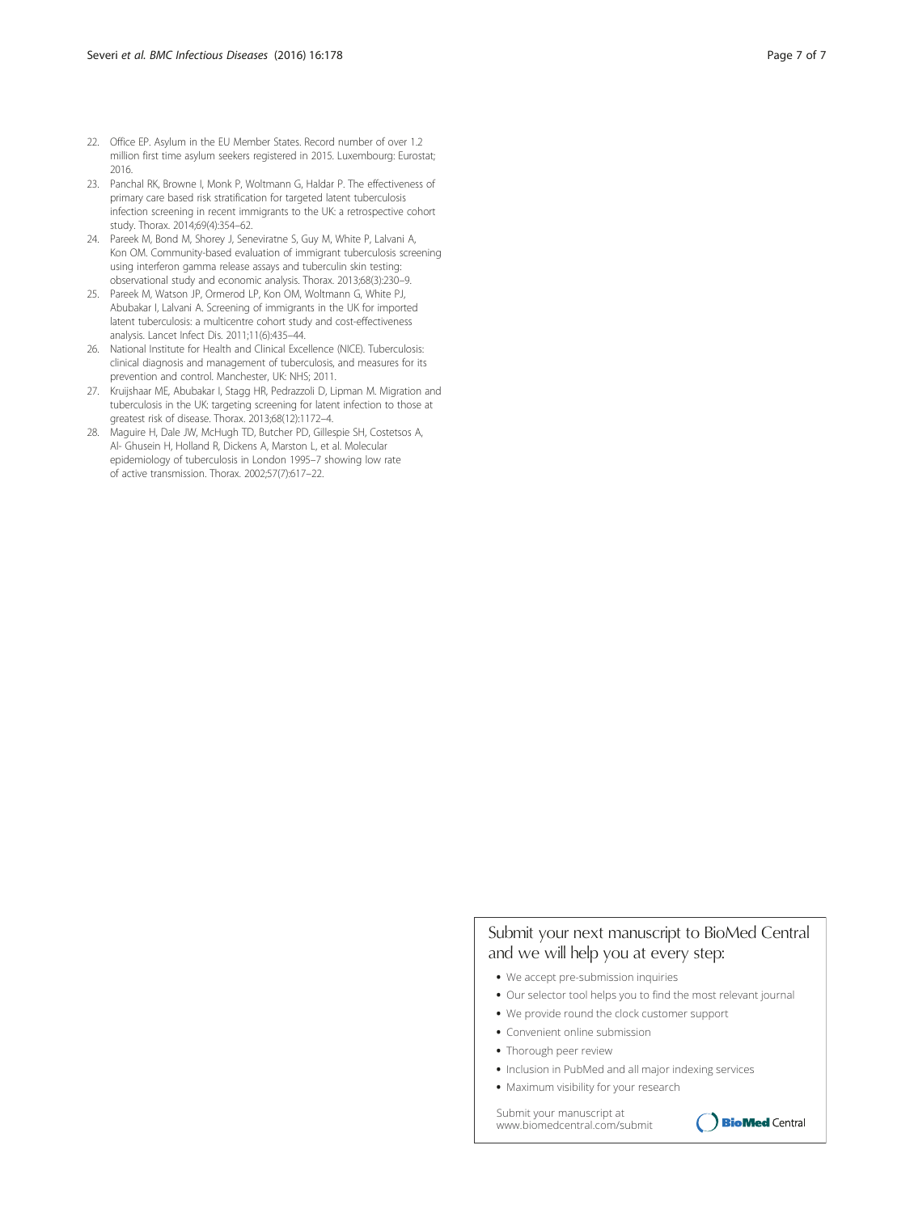22. Office EP. Asylum in the EU Member States. Record number of over 1.2 million first time asylum seekers registered in 2015. Luxembourg: Eurostat; 2016.
23. Panchal RK, Browne I, Monk P, Woltmann G, Haldar P. The effectiveness of primary care based risk stratification for targeted latent tuberculosis infection screening in recent immigrants to the UK: a retrospective cohort study. Thorax. 2014;69(4):354–62.
24. Pareek M, Bond M, Shorey J, Seneviratne S, Guy M, White P, Lalvani A, Kon OM. Community-based evaluation of immigrant tuberculosis screening using interferon gamma release assays and tuberculin skin testing: observational study and economic analysis. Thorax. 2013;68(3):230–9.
25. Pareek M, Watson JP, Ormerod LP, Kon OM, Woltmann G, White PJ, Abubakar I, Lalvani A. Screening of immigrants in the UK for imported latent tuberculosis: a multicentre cohort study and cost-effectiveness analysis. Lancet Infect Dis. 2011;11(6):435–44.
26. National Institute for Health and Clinical Excellence (NICE). Tuberculosis: clinical diagnosis and management of tuberculosis, and measures for its prevention and control. Manchester, UK: NHS; 2011.
27. Kruijshaar ME, Abubakar I, Stagg HR, Pedrazzoli D, Lipman M. Migration and tuberculosis in the UK: targeting screening for latent infection to those at greatest risk of disease. Thorax. 2013;68(12):1172–4.
28. Maguire H, Dale JW, McHugh TD, Butcher PD, Gillespie SH, Costetsos A, Al- Ghusein H, Holland R, Dickens A, Marston L, et al. Molecular epidemiology of tuberculosis in London 1995–7 showing low rate of active transmission. Thorax. 2002;57(7):617–22.

Submit your next manuscript to BioMed Central and we will help you at every step:

- We accept pre-submission inquiries
- Our selector tool helps you to find the most relevant journal
- We provide round the clock customer support
- Convenient online submission
- Thorough peer review
- Inclusion in PubMed and all major indexing services
- Maximum visibility for your research

Submit your manuscript at www.biomedcentral.com/submit

BioMed Central